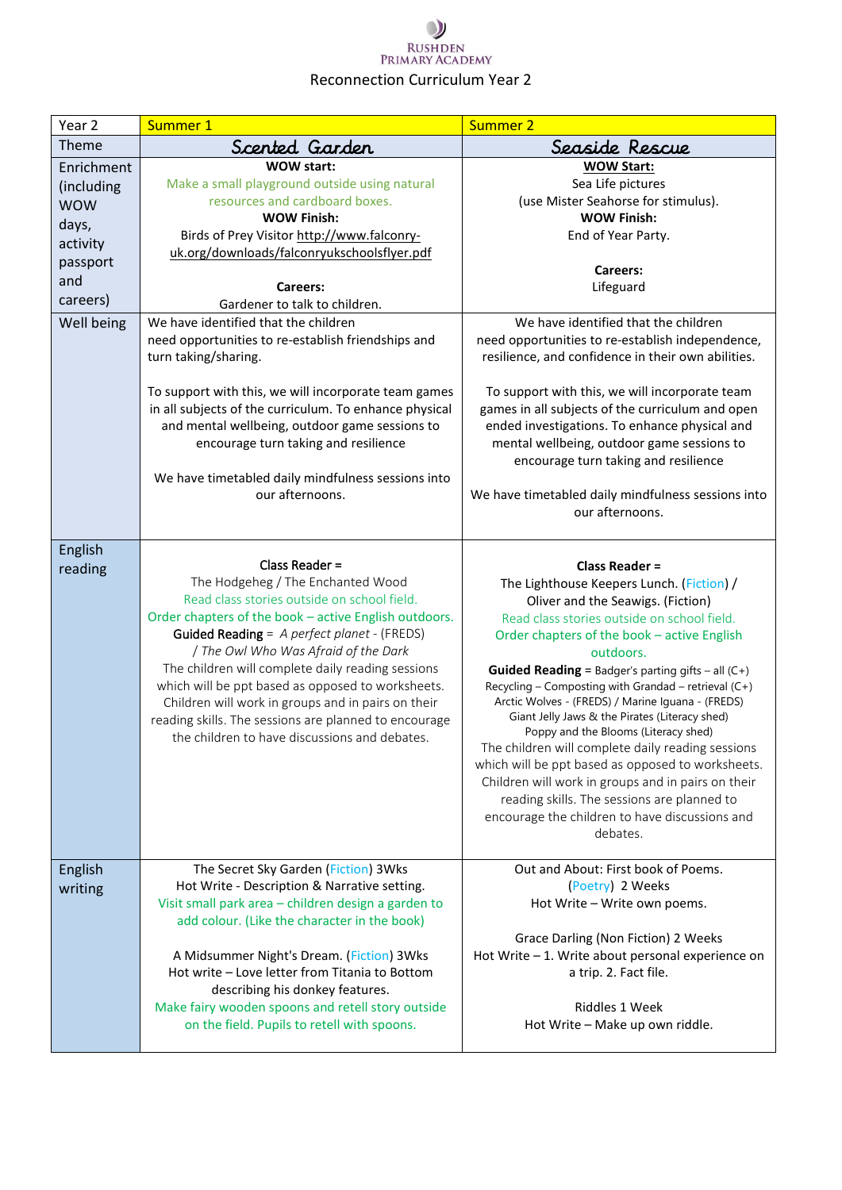Rushden Primary Academy

Reconnection Curriculum Year 2

| Year 2 | Summer 1 | Summer 2 |
|---|---|---|
| Theme | Scented Garden | Seaside Rescue |
| Enrichment (including WOW days, activity passport and careers) | **WOW start:**<br>Make a small playground outside using natural resources and cardboard boxes.<br>**WOW Finish:**<br>Birds of Prey Visitor http://www.falconry-uk.org/downloads/falconryukschoolsflyer.pdf<br><br>**Careers:**<br>Gardener to talk to children. | **WOW Start:**<br>Sea Life pictures<br>(use Mister Seahorse for stimulus).<br>**WOW Finish:**<br>End of Year Party.<br><br>**Careers:**<br>Lifeguard |
| Well being | We have identified that the children need opportunities to re-establish friendships and turn taking/sharing.<br><br>To support with this, we will incorporate team games in all subjects of the curriculum. To enhance physical and mental wellbeing, outdoor game sessions to encourage turn taking and resilience<br><br>We have timetabled daily mindfulness sessions into our afternoons. | We have identified that the children need opportunities to re-establish independence, resilience, and confidence in their own abilities.<br><br>To support with this, we will incorporate team games in all subjects of the curriculum and open ended investigations. To enhance physical and mental wellbeing, outdoor game sessions to encourage turn taking and resilience<br><br>We have timetabled daily mindfulness sessions into our afternoons. |
| English reading | Class Reader =<br>The Hodgeheg / The Enchanted Wood<br>Read class stories outside on school field.<br>Order chapters of the book – active English outdoors.<br>Guided Reading = *A perfect planet* - (FREDS) / *The Owl Who Was Afraid of the Dark*<br>The children will complete daily reading sessions which will be ppt based as opposed to worksheets. Children will work in groups and in pairs on their reading skills. The sessions are planned to encourage the children to have discussions and debates. | **Class Reader =**<br>The Lighthouse Keepers Lunch. (Fiction) / Oliver and the Seawigs. (Fiction)<br>Read class stories outside on school field.<br>Order chapters of the book – active English outdoors.<br>**Guided Reading** = Badger's parting gifts – all (C+)<br>Recycling – Composting with Grandad – retrieval (C+)<br>Arctic Wolves - (FREDS) / Marine Iguana - (FREDS)<br>Giant Jelly Jaws & the Pirates (Literacy shed)<br>Poppy and the Blooms (Literacy shed)<br>The children will complete daily reading sessions which will be ppt based as opposed to worksheets. Children will work in groups and in pairs on their reading skills. The sessions are planned to encourage the children to have discussions and debates. |
| English writing | The Secret Sky Garden (Fiction) 3Wks<br>Hot Write - Description & Narrative setting.<br>Visit small park area – children design a garden to add colour. (Like the character in the book)<br><br>A Midsummer Night's Dream. (Fiction) 3Wks<br>Hot write – Love letter from Titania to Bottom describing his donkey features.<br>Make fairy wooden spoons and retell story outside on the field. Pupils to retell with spoons. | Out and About: First book of Poems. (Poetry) 2 Weeks<br>Hot Write – Write own poems.<br><br>Grace Darling (Non Fiction) 2 Weeks<br>Hot Write – 1. Write about personal experience on a trip. 2. Fact file.<br><br>Riddles 1 Week<br>Hot Write – Make up own riddle. |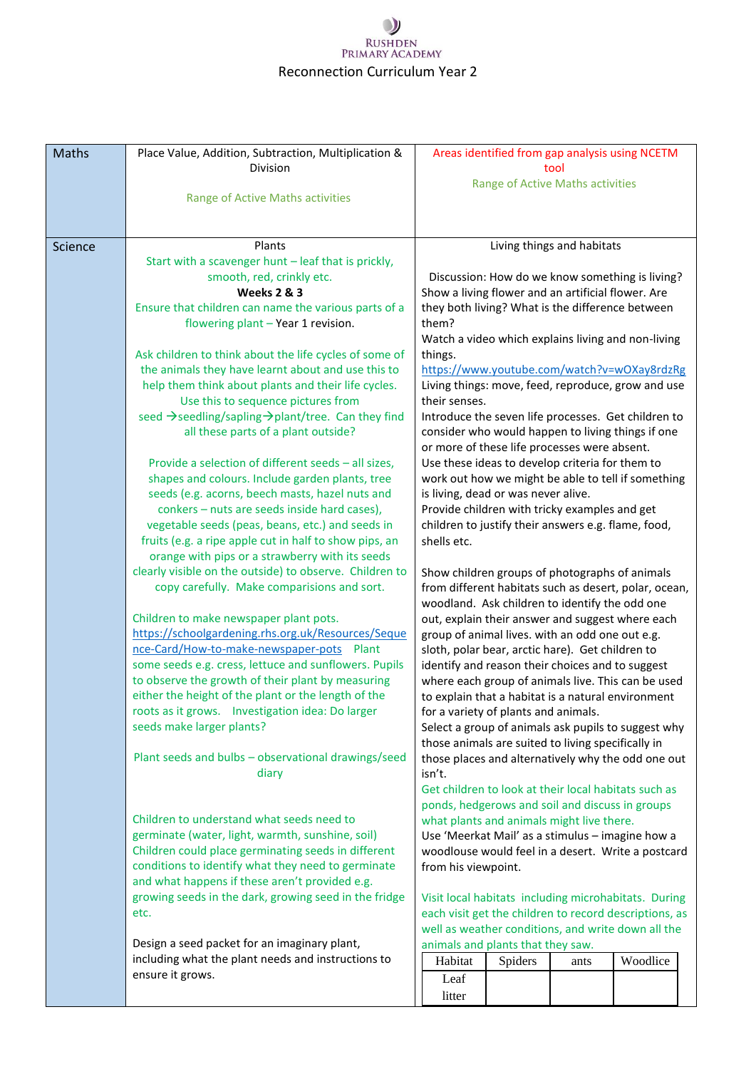Rushden Primary Academy

Reconnection Curriculum Year 2

| | | |
|---|---|---|
| Maths | Place Value, Addition, Subtraction, Multiplication & Division<br><br>Range of Active Maths activities | Areas identified from gap analysis using NCETM tool<br>Range of Active Maths activities |
| Science | Plants<br>Start with a scavenger hunt – leaf that is prickly, smooth, red, crinkly etc.<br>**Weeks 2 & 3**<br>Ensure that children can name the various parts of a flowering plant – Year 1 revision.<br><br>Ask children to think about the life cycles of some of the animals they have learnt about and use this to help them think about plants and their life cycles. Use this to sequence pictures from seed →seedling/sapling→plant/tree. Can they find all these parts of a plant outside?<br><br>Provide a selection of different seeds – all sizes, shapes and colours. Include garden plants, tree seeds (e.g. acorns, beech masts, hazel nuts and conkers – nuts are seeds inside hard cases), vegetable seeds (peas, beans, etc.) and seeds in fruits (e.g. a ripe apple cut in half to show pips, an orange with pips or a strawberry with its seeds clearly visible on the outside) to observe. Children to copy carefully. Make comparisions and sort.<br><br>Children to make newspaper plant pots. https://schoolgardening.rhs.org.uk/Resources/Sequence-Card/How-to-make-newspaper-pots Plant some seeds e.g. cress, lettuce and sunflowers. Pupils to observe the growth of their plant by measuring either the height of the plant or the length of the roots as it grows. Investigation idea: Do larger seeds make larger plants?<br><br>Plant seeds and bulbs – observational drawings/seed diary<br><br>Children to understand what seeds need to germinate (water, light, warmth, sunshine, soil) Children could place germinating seeds in different conditions to identify what they need to germinate and what happens if these aren't provided e.g. growing seeds in the dark, growing seed in the fridge etc.<br><br>Design a seed packet for an imaginary plant, including what the plant needs and instructions to ensure it grows. | Living things and habitats<br><br>Discussion: How do we know something is living? Show a living flower and an artificial flower. Are they both living? What is the difference between them?<br>Watch a video which explains living and non-living things.<br>https://www.youtube.com/watch?v=wOXay8rdzRg<br>Living things: move, feed, reproduce, grow and use their senses.<br>Introduce the seven life processes. Get children to consider who would happen to living things if one or more of these life processes were absent.<br>Use these ideas to develop criteria for them to work out how we might be able to tell if something is living, dead or was never alive.<br>Provide children with tricky examples and get children to justify their answers e.g. flame, food, shells etc.<br><br>Show children groups of photographs of animals from different habitats such as desert, polar, ocean, woodland. Ask children to identify the odd one out, explain their answer and suggest where each group of animal lives. with an odd one out e.g. sloth, polar bear, arctic hare). Get children to identify and reason their choices and to suggest where each group of animals live. This can be used to explain that a habitat is a natural environment for a variety of plants and animals.<br>Select a group of animals ask pupils to suggest why those animals are suited to living specifically in those places and alternatively why the odd one out isn't.<br>Get children to look at their local habitats such as ponds, hedgerows and soil and discuss in groups what plants and animals might live there.<br>Use 'Meerkat Mail' as a stimulus – imagine how a woodlouse would feel in a desert. Write a postcard from his viewpoint.<br><br>Visit local habitats including microhabitats. During each visit get the children to record descriptions, as well as weather conditions, and write down all the animals and plants that they saw.<br><br>Habitat \| Spiders \| ants \| Woodlice<br>Leaf litter \| \| \| |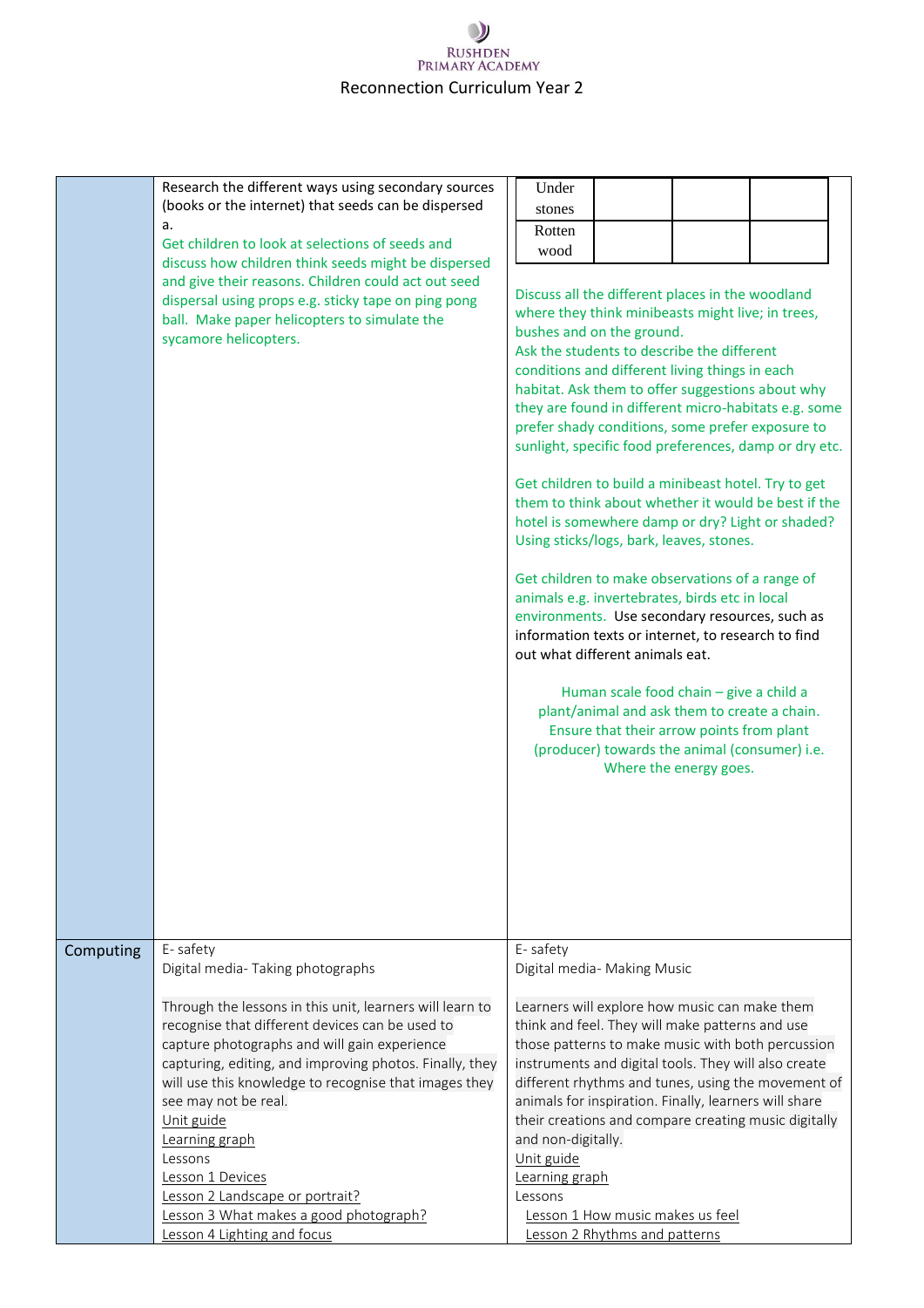Reconnection Curriculum Year 2

| | | |
|---|---|---|
| | Research the different ways using secondary sources (books or the internet) that seeds can be dispersed a.<br><br>Get children to look at selections of seeds and discuss how children think seeds might be dispersed and give their reasons. Children could act out seed dispersal using props e.g. sticky tape on ping pong ball. Make paper helicopters to simulate the sycamore helicopters. | Under stones \| \| \| <br>Rotten wood \| \| \| <br><br>Discuss all the different places in the woodland where they think minibeasts might live; in trees, bushes and on the ground.<br>Ask the students to describe the different conditions and different living things in each habitat. Ask them to offer suggestions about why they are found in different micro-habitats e.g. some prefer shady conditions, some prefer exposure to sunlight, specific food preferences, damp or dry etc.<br><br>Get children to build a minibeast hotel. Try to get them to think about whether it would be best if the hotel is somewhere damp or dry? Light or shaded? Using sticks/logs, bark, leaves, stones.<br><br>Get children to make observations of a range of animals e.g. invertebrates, birds etc in local environments. Use secondary resources, such as information texts or internet, to research to find out what different animals eat.<br><br>Human scale food chain – give a child a plant/animal and ask them to create a chain. Ensure that their arrow points from plant (producer) towards the animal (consumer) i.e. Where the energy goes. |
| Computing | E- safety<br>Digital media- Taking photographs<br><br>Through the lessons in this unit, learners will learn to recognise that different devices can be used to capture photographs and will gain experience capturing, editing, and improving photos. Finally, they will use this knowledge to recognise that images they see may not be real.<br>Unit guide<br>Learning graph<br>Lessons<br>Lesson 1 Devices<br>Lesson 2 Landscape or portrait?<br>Lesson 3 What makes a good photograph?<br>Lesson 4 Lighting and focus | E- safety<br>Digital media- Making Music<br><br>Learners will explore how music can make them think and feel. They will make patterns and use those patterns to make music with both percussion instruments and digital tools. They will also create different rhythms and tunes, using the movement of animals for inspiration. Finally, learners will share their creations and compare creating music digitally and non-digitally.<br>Unit guide<br>Learning graph<br>Lessons<br>Lesson 1 How music makes us feel<br>Lesson 2 Rhythms and patterns |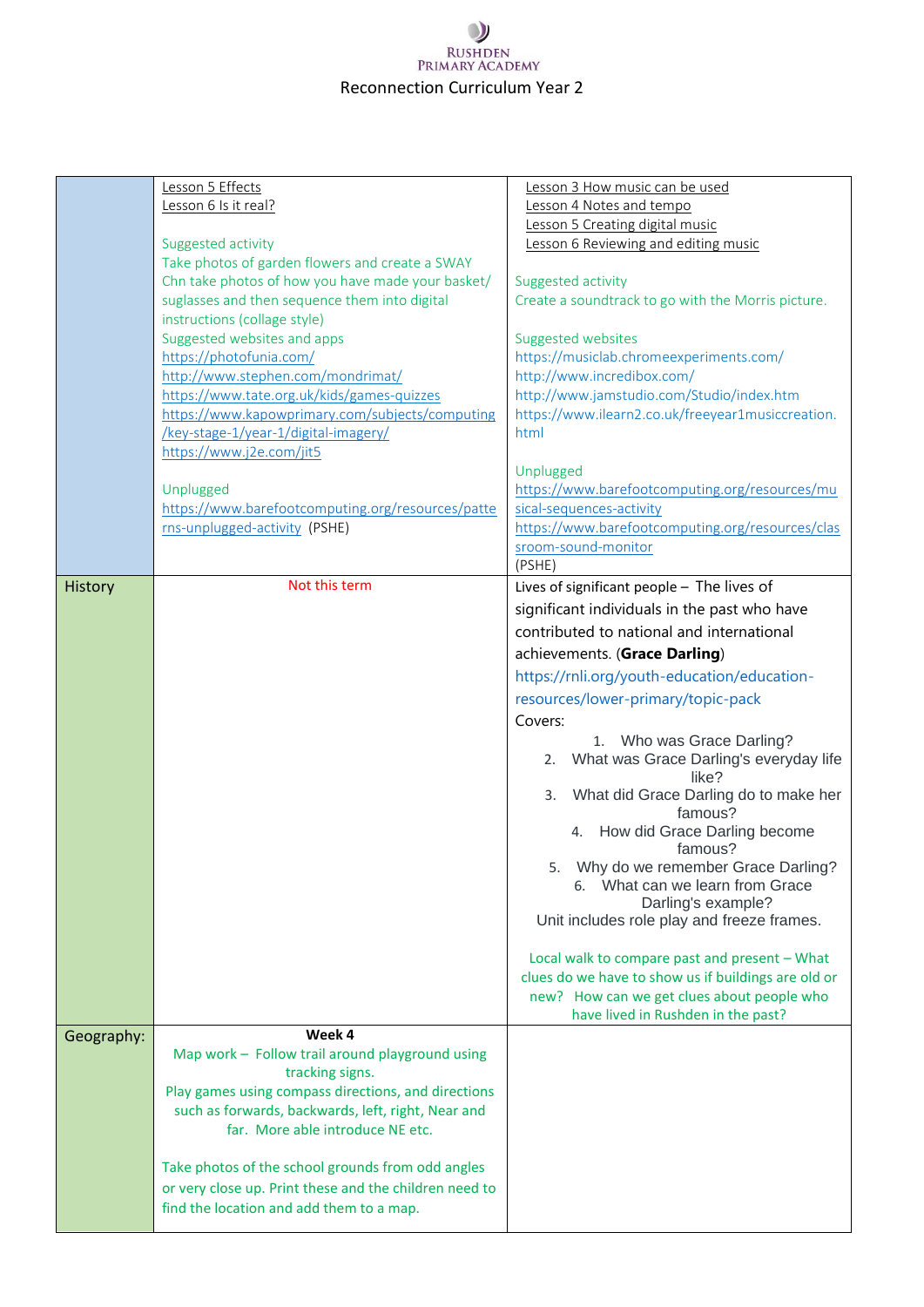Rushden Primary Academy

Reconnection Curriculum Year 2

| | | |
|---|---|---|
| | Lesson 5 Effects<br>Lesson 6 Is it real?<br><br>Suggested activity<br>Take photos of garden flowers and create a SWAY<br>Chn take photos of how you have made your basket/ suglasses and then sequence them into digital instructions (collage style)<br>Suggested websites and apps<br>https://photofunia.com/<br>http://www.stephen.com/mondrimat/<br>https://www.tate.org.uk/kids/games-quizzes<br>https://www.kapowprimary.com/subjects/computing/key-stage-1/year-1/digital-imagery/<br>https://www.j2e.com/jit5<br><br>Unplugged<br>https://www.barefootcomputing.org/resources/patterns-unplugged-activity (PSHE) | Lesson 3 How music can be used<br>Lesson 4 Notes and tempo<br>Lesson 5 Creating digital music<br>Lesson 6 Reviewing and editing music<br><br>Suggested activity<br>Create a soundtrack to go with the Morris picture.<br><br>Suggested websites<br>https://musiclab.chromeexperiments.com/<br>http://www.incredibox.com/<br>http://www.jamstudio.com/Studio/index.htm<br>https://www.ilearn2.co.uk/freeyear1musiccreation.html<br><br>Unplugged<br>https://www.barefootcomputing.org/resources/musical-sequences-activity<br>https://www.barefootcomputing.org/resources/classroom-sound-monitor<br>(PSHE) |
| History | Not this term | Lives of significant people – The lives of significant individuals in the past who have contributed to national and international achievements. (**Grace Darling**)<br>https://rnli.org/youth-education/education-resources/lower-primary/topic-pack<br>Covers:<br>1. Who was Grace Darling?<br>2. What was Grace Darling's everyday life like?<br>3. What did Grace Darling do to make her famous?<br>4. How did Grace Darling become famous?<br>5. Why do we remember Grace Darling?<br>6. What can we learn from Grace Darling's example?<br>Unit includes role play and freeze frames.<br><br>Local walk to compare past and present – What clues do we have to show us if buildings are old or new? How can we get clues about people who have lived in Rushden in the past? |
| Geography: | **Week 4**<br>Map work – Follow trail around playground using tracking signs.<br>Play games using compass directions, and directions such as forwards, backwards, left, right, Near and far. More able introduce NE etc.<br><br>Take photos of the school grounds from odd angles or very close up. Print these and the children need to find the location and add them to a map. | |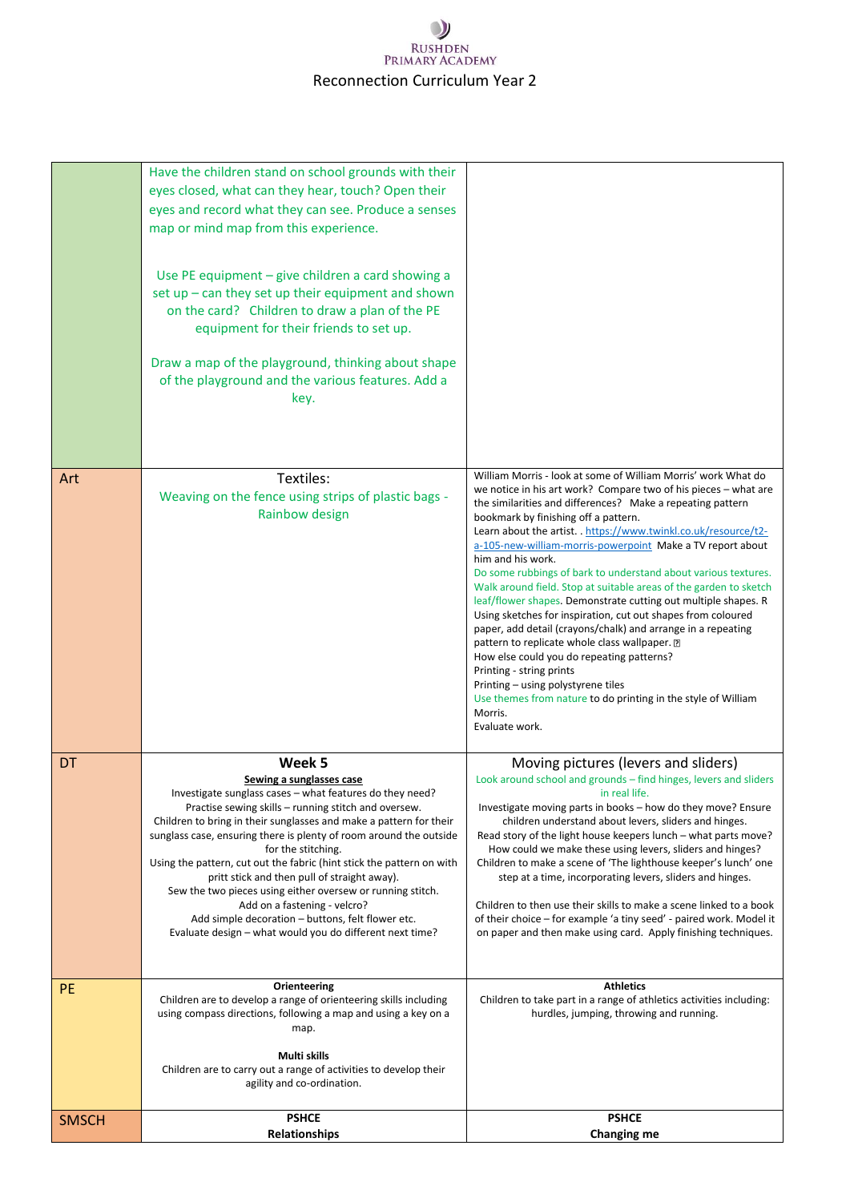# Rushden Primary Academy

## Reconnection Curriculum Year 2

| | | |
|---|---|---|
| | Have the children stand on school grounds with their eyes closed, what can they hear, touch? Open their eyes and record what they can see. Produce a senses map or mind map from this experience.<br><br>Use PE equipment – give children a card showing a set up – can they set up their equipment and shown on the card? Children to draw a plan of the PE equipment for their friends to set up.<br><br>Draw a map of the playground, thinking about shape of the playground and the various features. Add a key. | |
| Art | Textiles:<br>Weaving on the fence using strips of plastic bags - Rainbow design | William Morris - look at some of William Morris' work What do we notice in his art work? Compare two of his pieces – what are the similarities and differences? Make a repeating pattern bookmark by finishing off a pattern.<br>Learn about the artist. . https://www.twinkl.co.uk/resource/t2-a-105-new-william-morris-powerpoint Make a TV report about him and his work.<br>Do some rubbings of bark to understand about various textures. Walk around field. Stop at suitable areas of the garden to sketch leaf/flower shapes. Demonstrate cutting out multiple shapes. R Using sketches for inspiration, cut out shapes from coloured paper, add detail (crayons/chalk) and arrange in a repeating pattern to replicate whole class wallpaper.<br>How else could you do repeating patterns?<br>Printing - string prints<br>Printing – using polystyrene tiles<br>Use themes from nature to do printing in the style of William Morris.<br>Evaluate work. |
| DT | **Week 5**<br>**Sewing a sunglasses case**<br>Investigate sunglass cases – what features do they need?<br>Practise sewing skills – running stitch and oversew.<br>Children to bring in their sunglasses and make a pattern for their sunglass case, ensuring there is plenty of room around the outside for the stitching.<br>Using the pattern, cut out the fabric (hint stick the pattern on with pritt stick and then pull of straight away).<br>Sew the two pieces using either oversew or running stitch.<br>Add on a fastening - velcro?<br>Add simple decoration – buttons, felt flower etc.<br>Evaluate design – what would you do different next time? | Moving pictures (levers and sliders)<br>Look around school and grounds – find hinges, levers and sliders in real life.<br>Investigate moving parts in books – how do they move? Ensure children understand about levers, sliders and hinges.<br>Read story of the light house keepers lunch – what parts move? How could we make these using levers, sliders and hinges? Children to make a scene of 'The lighthouse keeper's lunch' one step at a time, incorporating levers, sliders and hinges.<br><br>Children to then use their skills to make a scene linked to a book of their choice – for example 'a tiny seed' - paired work. Model it on paper and then make using card. Apply finishing techniques. |
| PE | **Orienteering**<br>Children are to develop a range of orienteering skills including using compass directions, following a map and using a key on a map.<br><br>**Multi skills**<br>Children are to carry out a range of activities to develop their agility and co-ordination. | **Athletics**<br>Children to take part in a range of athletics activities including: hurdles, jumping, throwing and running. |
| SMSCH | **PSHCE**<br>**Relationships** | **PSHCE**<br>**Changing me** |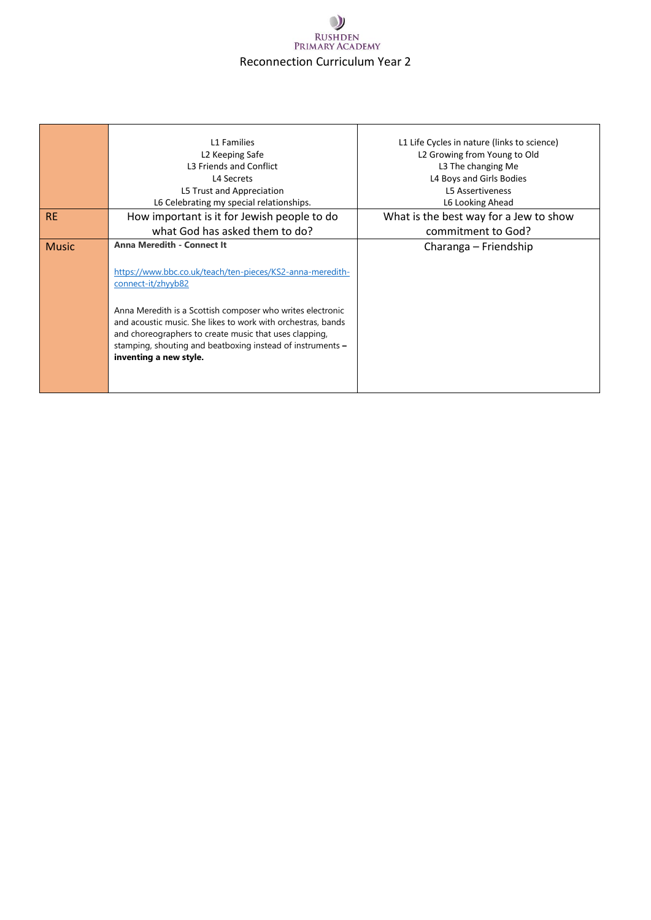Rushden Primary Academy

Reconnection Curriculum Year 2

| | | |
|---|---|---|
| | L1 Families<br>L2 Keeping Safe<br>L3 Friends and Conflict<br>L4 Secrets<br>L5 Trust and Appreciation<br>L6 Celebrating my special relationships. | L1 Life Cycles in nature (links to science)<br>L2 Growing from Young to Old<br>L3 The changing Me<br>L4 Boys and Girls Bodies<br>L5 Assertiveness<br>L6 Looking Ahead |
| RE | How important is it for Jewish people to do what God has asked them to do? | What is the best way for a Jew to show commitment to God? |
| Music | **Anna Meredith - Connect It**<br><br>https://www.bbc.co.uk/teach/ten-pieces/KS2-anna-meredith-connect-it/zhyyb82<br><br>Anna Meredith is a Scottish composer who writes electronic and acoustic music. She likes to work with orchestras, bands and choreographers to create music that uses clapping, stamping, shouting and beatboxing instead of instruments **– inventing a new style.** | Charanga – Friendship |